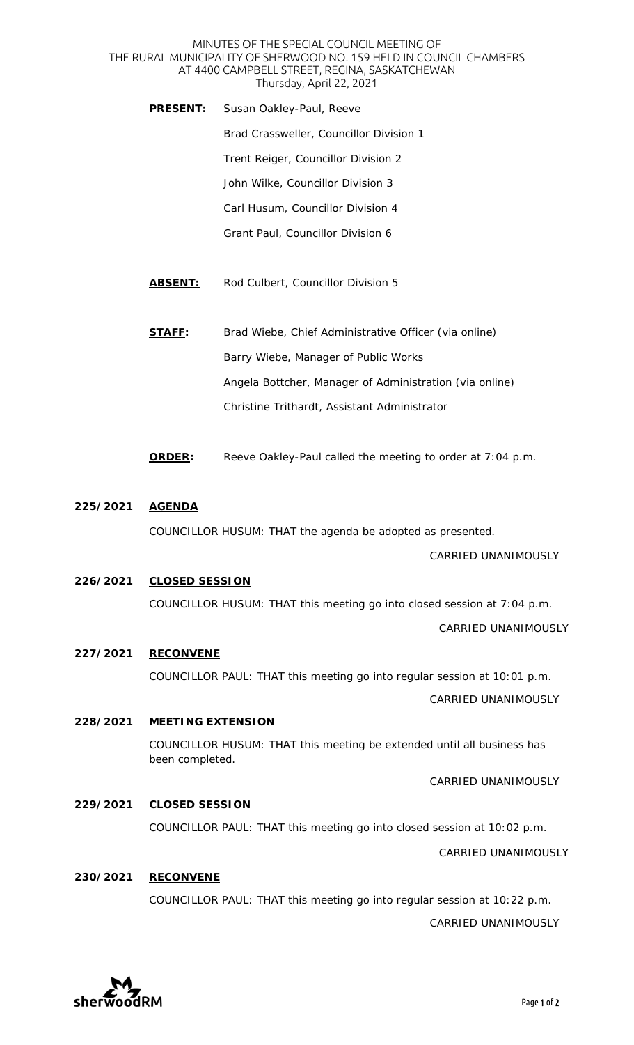MINUTES OF THE SPECIAL COUNCIL MEETING OF
THE RURAL MUNICIPALITY OF SHERWOOD NO. 159 HELD IN COUNCIL CHAMBERS
AT 4400 CAMPBELL STREET, REGINA, SASKATCHEWAN
Thursday, April 22, 2021

**PRESENT:** Susan Oakley-Paul, Reeve
Brad Crassweller, Councillor Division 1
Trent Reiger, Councillor Division 2
John Wilke, Councillor Division 3
Carl Husum, Councillor Division 4
Grant Paul, Councillor Division 6

**ABSENT:** Rod Culbert, Councillor Division 5

**STAFF:** Brad Wiebe, Chief Administrative Officer (via online)
Barry Wiebe, Manager of Public Works
Angela Bottcher, Manager of Administration (via online)
Christine Trithardt, Assistant Administrator

**ORDER:** Reeve Oakley-Paul called the meeting to order at 7:04 p.m.

**225/2021 AGENDA**

COUNCILLOR HUSUM: THAT the agenda be adopted as presented.

CARRIED UNANIMOUSLY

**226/2021 CLOSED SESSION**

COUNCILLOR HUSUM: THAT this meeting go into closed session at 7:04 p.m.

CARRIED UNANIMOUSLY

**227/2021 RECONVENE**

COUNCILLOR PAUL: THAT this meeting go into regular session at 10:01 p.m.

CARRIED UNANIMOUSLY

**228/2021 MEETING EXTENSION**

COUNCILLOR HUSUM: THAT this meeting be extended until all business has been completed.

CARRIED UNANIMOUSLY

**229/2021 CLOSED SESSION**

COUNCILLOR PAUL: THAT this meeting go into closed session at 10:02 p.m.

CARRIED UNANIMOUSLY

**230/2021 RECONVENE**

COUNCILLOR PAUL: THAT this meeting go into regular session at 10:22 p.m.

CARRIED UNANIMOUSLY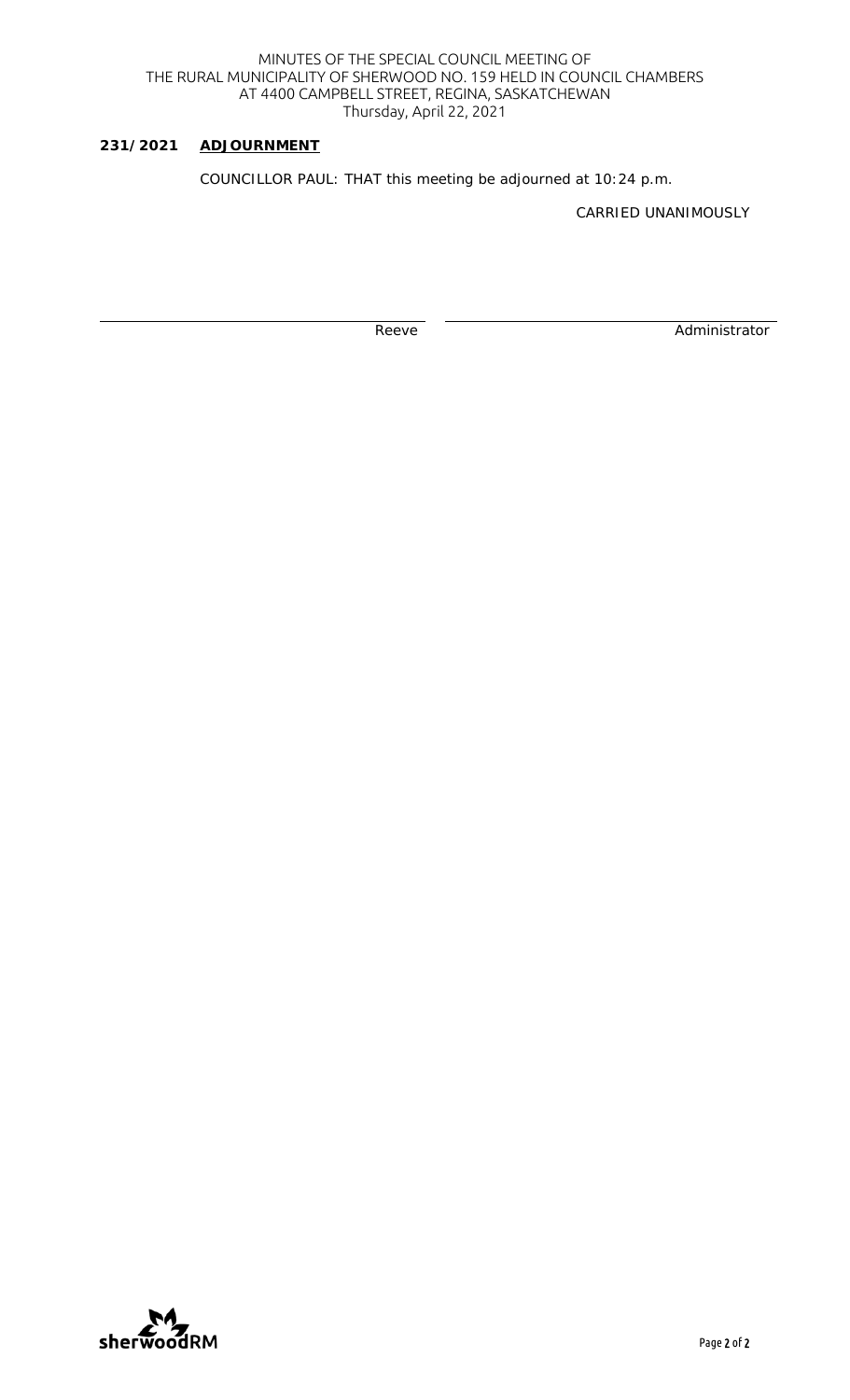**231/2021 ADJOURNMENT**

COUNCILLOR PAUL: THAT this meeting be adjourned at 10:24 p.m.

CARRIED UNANIMOUSLY

\_\_\_\_\_\_\_\_\_\_\_\_\_\_\_\_\_\_\_\_\_\_\_\_\_\_\_\_ Reeve

\_\_\_\_\_\_\_\_\_\_\_\_\_\_\_\_\_\_\_\_\_\_\_\_\_\_\_\_ Administrator